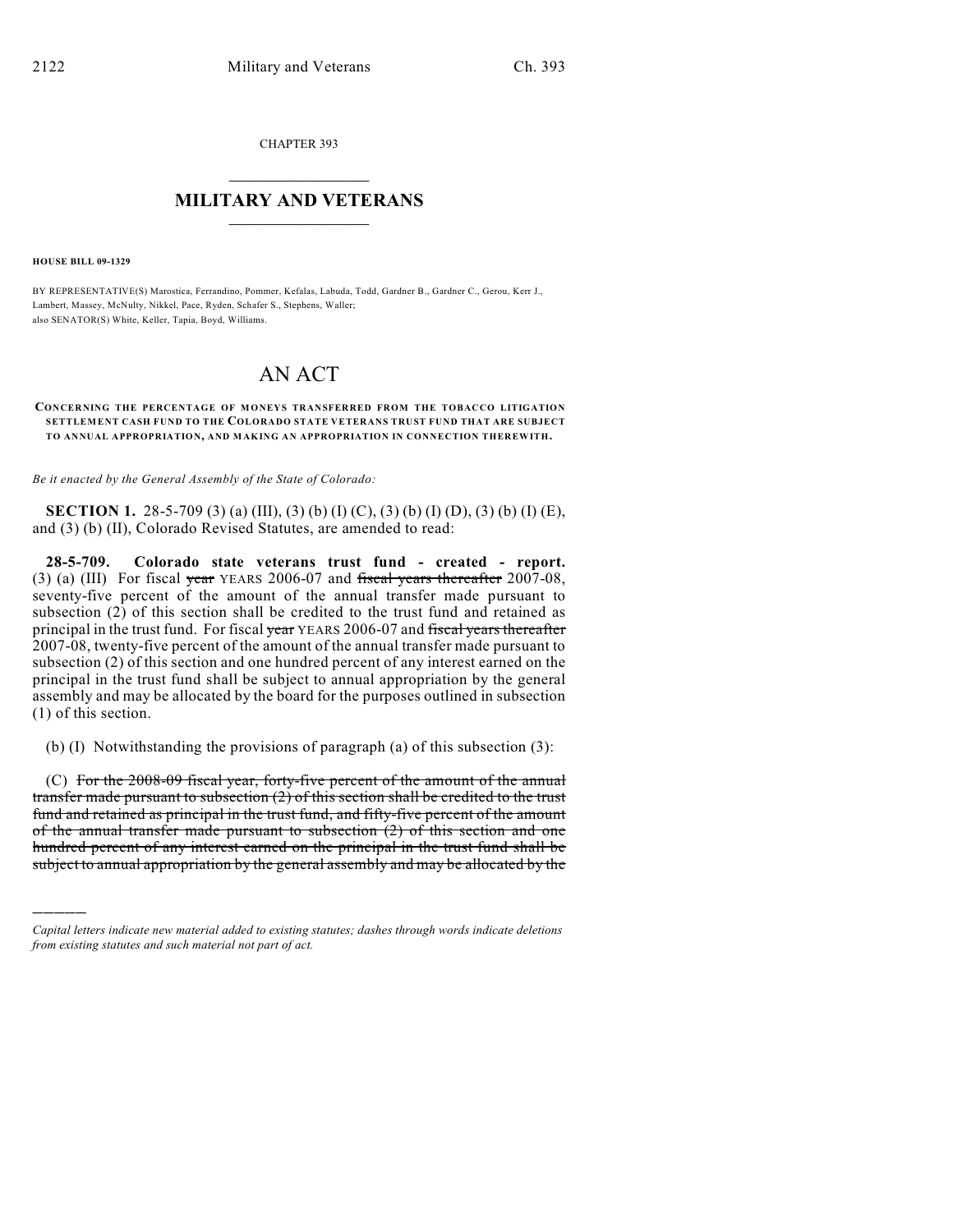CHAPTER 393

## MILITARY AND VETERANS

**HOUSE BILL 09-1329**

BY REPRESENTATIVE(S) Marostica, Ferrandino, Pommer, Kefalas, Labuda, Todd, Gardner B., Gardner C., Gerou, Kerr J., Lambert, Massey, McNulty, Nikkel, Pace, Ryden, Schafer S., Stephens, Waller;
also SENATOR(S) White, Keller, Tapia, Boyd, Williams.

# AN ACT

**CONCERNING THE PERCENTAGE OF MONEYS TRANSFERRED FROM THE TOBACCO LITIGATION SETTLEMENT CASH FUND TO THE COLORADO STATE VETERANS TRUST FUND THAT ARE SUBJECT TO ANNUAL APPROPRIATION, AND MAKING AN APPROPRIATION IN CONNECTION THEREWITH.**

*Be it enacted by the General Assembly of the State of Colorado:*

**SECTION 1.** 28-5-709 (3) (a) (III), (3) (b) (I) (C), (3) (b) (I) (D), (3) (b) (I) (E), and (3) (b) (II), Colorado Revised Statutes, are amended to read:

**28-5-709. Colorado state veterans trust fund - created - report.** (3) (a) (III) For fiscal ~~year~~ YEARS 2006-07 and ~~fiscal years thereafter~~ 2007-08, seventy-five percent of the amount of the annual transfer made pursuant to subsection (2) of this section shall be credited to the trust fund and retained as principal in the trust fund. For fiscal ~~year~~ YEARS 2006-07 and ~~fiscal years thereafter~~ 2007-08, twenty-five percent of the amount of the annual transfer made pursuant to subsection (2) of this section and one hundred percent of any interest earned on the principal in the trust fund shall be subject to annual appropriation by the general assembly and may be allocated by the board for the purposes outlined in subsection (1) of this section.

(b) (I) Notwithstanding the provisions of paragraph (a) of this subsection (3):

(C) ~~For the 2008-09 fiscal year, forty-five percent of the amount of the annual transfer made pursuant to subsection (2) of this section shall be credited to the trust fund and retained as principal in the trust fund, and fifty-five percent of the amount of the annual transfer made pursuant to subsection (2) of this section and one hundred percent of any interest earned on the principal in the trust fund shall be subject to annual appropriation by the general assembly and may be allocated by the~~

*Capital letters indicate new material added to existing statutes; dashes through words indicate deletions from existing statutes and such material not part of act.*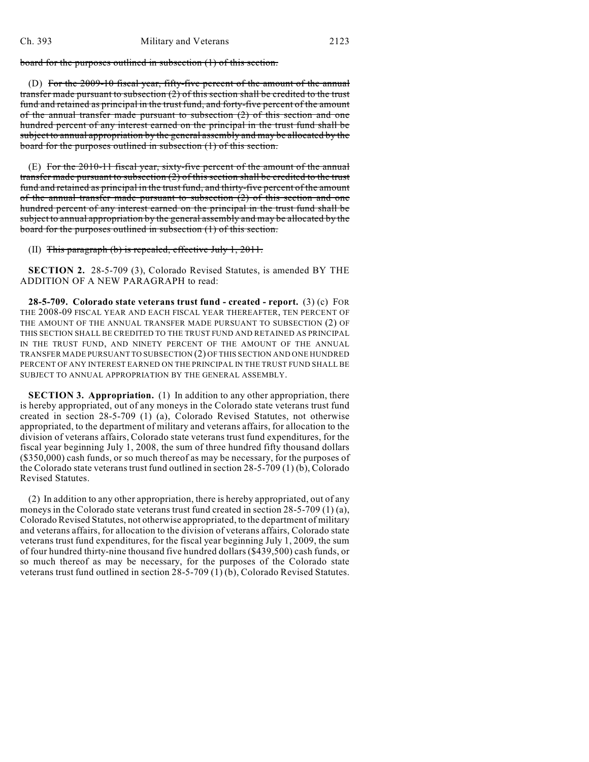~~board for the purposes outlined in subsection (1) of this section.~~

(D) ~~For the 2009-10 fiscal year, fifty-five percent of the amount of the annual transfer made pursuant to subsection (2) of this section shall be credited to the trust fund and retained as principal in the trust fund, and forty-five percent of the amount of the annual transfer made pursuant to subsection (2) of this section and one hundred percent of any interest earned on the principal in the trust fund shall be subject to annual appropriation by the general assembly and may be allocated by the board for the purposes outlined in subsection (1) of this section.~~

(E) ~~For the 2010-11 fiscal year, sixty-five percent of the amount of the annual transfer made pursuant to subsection (2) of this section shall be credited to the trust fund and retained as principal in the trust fund, and thirty-five percent of the amount of the annual transfer made pursuant to subsection (2) of this section and one hundred percent of any interest earned on the principal in the trust fund shall be subject to annual appropriation by the general assembly and may be allocated by the board for the purposes outlined in subsection (1) of this section.~~

(II) ~~This paragraph (b) is repealed, effective July 1, 2011.~~

**SECTION 2.** 28-5-709 (3), Colorado Revised Statutes, is amended BY THE ADDITION OF A NEW PARAGRAPH to read:

**28-5-709. Colorado state veterans trust fund - created - report.** (3) (c) FOR THE 2008-09 FISCAL YEAR AND EACH FISCAL YEAR THEREAFTER, TEN PERCENT OF THE AMOUNT OF THE ANNUAL TRANSFER MADE PURSUANT TO SUBSECTION (2) OF THIS SECTION SHALL BE CREDITED TO THE TRUST FUND AND RETAINED AS PRINCIPAL IN THE TRUST FUND, AND NINETY PERCENT OF THE AMOUNT OF THE ANNUAL TRANSFER MADE PURSUANT TO SUBSECTION (2) OF THIS SECTION AND ONE HUNDRED PERCENT OF ANY INTEREST EARNED ON THE PRINCIPAL IN THE TRUST FUND SHALL BE SUBJECT TO ANNUAL APPROPRIATION BY THE GENERAL ASSEMBLY.

**SECTION 3. Appropriation.** (1) In addition to any other appropriation, there is hereby appropriated, out of any moneys in the Colorado state veterans trust fund created in section 28-5-709 (1) (a), Colorado Revised Statutes, not otherwise appropriated, to the department of military and veterans affairs, for allocation to the division of veterans affairs, Colorado state veterans trust fund expenditures, for the fiscal year beginning July 1, 2008, the sum of three hundred fifty thousand dollars ($350,000) cash funds, or so much thereof as may be necessary, for the purposes of the Colorado state veterans trust fund outlined in section 28-5-709 (1) (b), Colorado Revised Statutes.

(2) In addition to any other appropriation, there is hereby appropriated, out of any moneys in the Colorado state veterans trust fund created in section 28-5-709 (1) (a), Colorado Revised Statutes, not otherwise appropriated, to the department of military and veterans affairs, for allocation to the division of veterans affairs, Colorado state veterans trust fund expenditures, for the fiscal year beginning July 1, 2009, the sum of four hundred thirty-nine thousand five hundred dollars ($439,500) cash funds, or so much thereof as may be necessary, for the purposes of the Colorado state veterans trust fund outlined in section 28-5-709 (1) (b), Colorado Revised Statutes.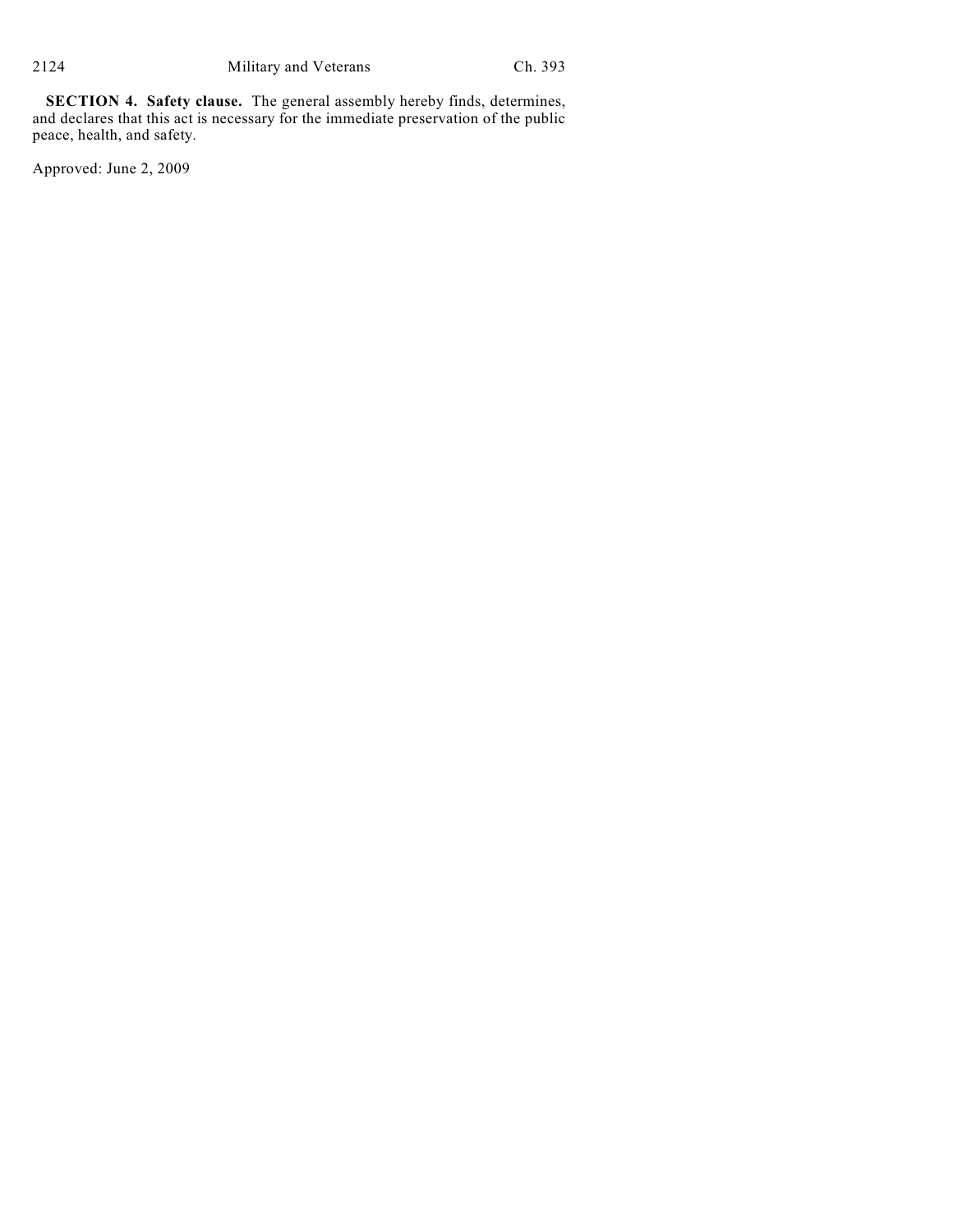**SECTION 4. Safety clause.** The general assembly hereby finds, determines, and declares that this act is necessary for the immediate preservation of the public peace, health, and safety.

Approved: June 2, 2009